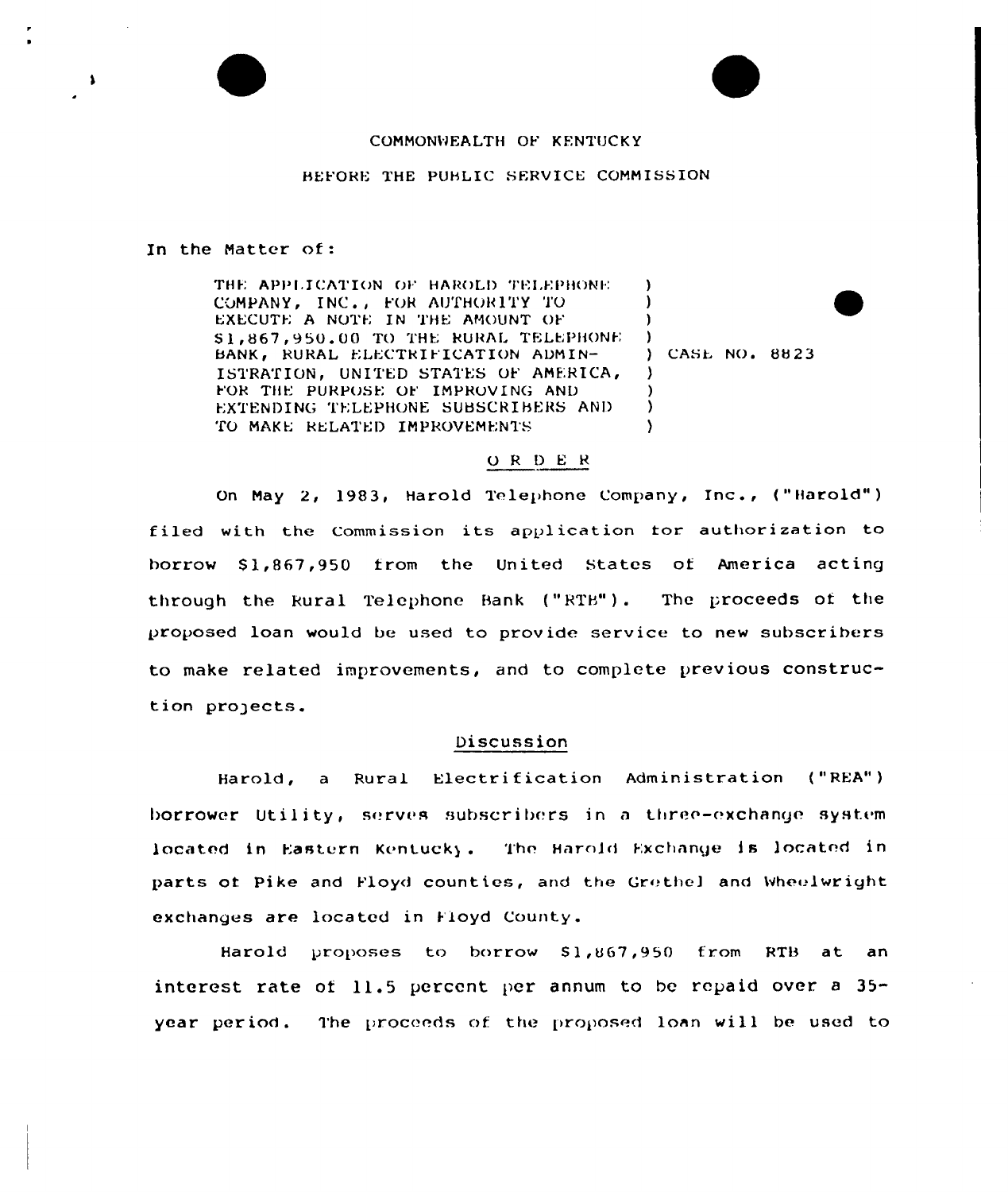COMMONWEALTH OF KENTUCKY

BEFORE THE PUBLIC SERVICE COMMISSION

In the Matter of:

| | |
|---|---|
| THE APPLICATION OF HAROLD TELEPHONE COMPANY, INC., FOR AUTHORITY TO EXECUTE A NOTE IN THE AMOUNT OF $1,867,950.00 TO THE RURAL TELEPHONE BANK, RURAL ELECTRIFICATION ADMINISTRATION, UNITED STATES OF AMERICA, FOR THE PURPOSE OF IMPROVING AND EXTENDING TELEPHONE SUBSCRIBERS AND TO MAKE RELATED IMPROVEMENTS | ) CASE NO. 8823 |

## O R D E R

On May 2, 1983, Harold Telephone Company, Inc., ("Harold") filed with the Commission its application for authorization to borrow $1,867,950 from the United States of America acting through the Rural Telephone Bank ("RTB"). The proceeds of the proposed loan would be used to provide service to new subscribers to make related improvements, and to complete previous construction projects.

### Discussion

Harold, a Rural Electrification Administration ("REA") borrower Utility, serves subscribers in a three-exchange system located in Eastern Kentucky. The Harold Exchange is located in parts of Pike and Floyd counties, and the Grethel and Wheelwright exchanges are located in Floyd County.

Harold proposes to borrow $1,867,950 from RTB at an interest rate of 11.5 percent per annum to be repaid over a 35-year period. The proceeds of the proposed loan will be used to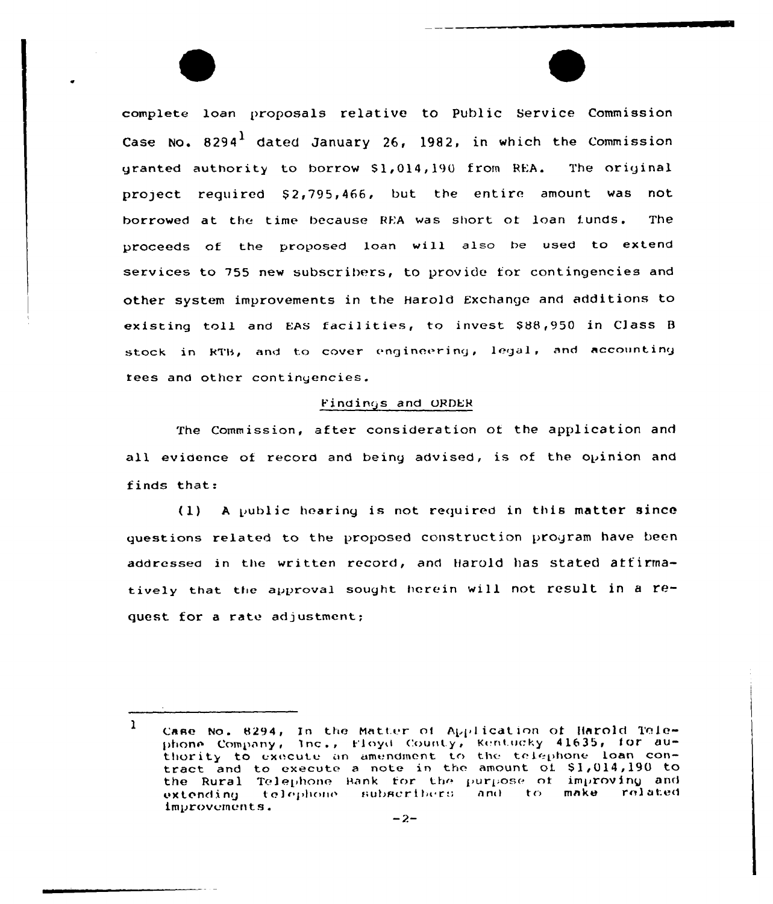complete loan proposals relative to Public Service Commission Case No. 8294[1] dated January 26, 1982, in which the Commission granted authority to borrow $1,014,190 from REA. The original project required $2,795,466, but the entire amount was not borrowed at the time because REA was short of loan funds. The proceeds of the proposed loan will also be used to extend services to 755 new subscribers, to provide for contingencies and other system improvements in the Harold Exchange and additions to existing toll and EAS facilities, to invest $88,950 in Class B stock in RTB, and to cover engineering, legal, and accounting fees and other contingencies.

## Findings and ORDER

The Commission, after consideration of the application and all evidence of record and being advised, is of the opinion and finds that:

(1) A public hearing is not required in this matter since questions related to the proposed construction program have been addressed in the written record, and Harold has stated affirmatively that the approval sought herein will not result in a request for a rate adjustment;

---

[1] Case No. 8294, In the Matter of Application of Harold Telephone Company, Inc., Floyd County, Kentucky 41635, for authority to execute an amendment to the telephone loan contract and to execute a note in the amount of $1,014,190 to the Rural Telephone Bank for the purpose of improving and extending telephone subscribers and to make related improvements.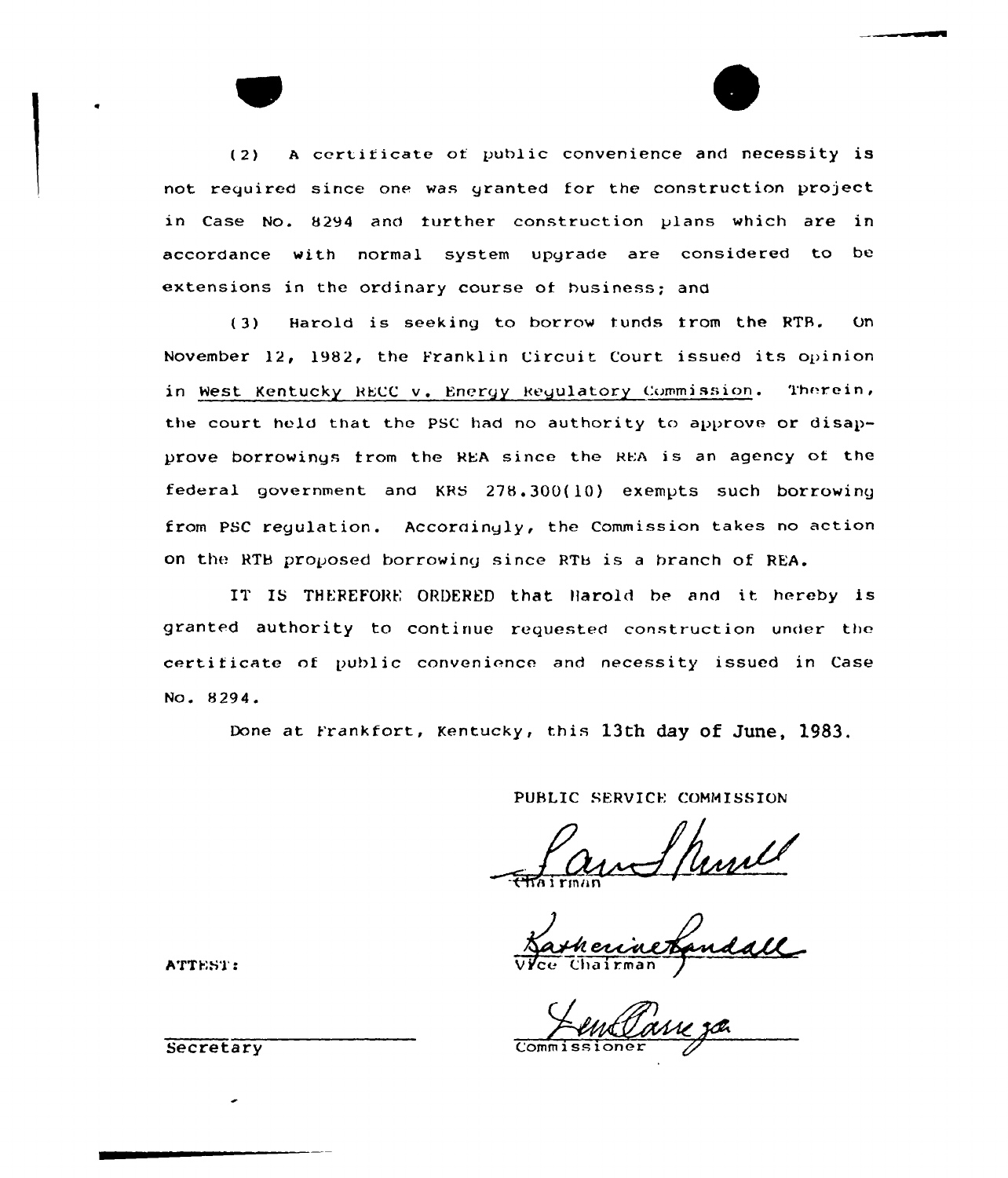(2) A certificate of public convenience and necessity is not required since one was granted for the construction project in Case No. 8294 and further construction plans which are in accordance with normal system upgrade are considered to be extensions in the ordinary course of business; and

(3) Harold is seeking to borrow funds from the RTB. On November 12, 1982, the Franklin Circuit Court issued its opinion in West Kentucky RECC v. Energy Regulatory Commission. Therein, the court held that the PSC had no authority to approve or disapprove borrowings from the REA since the REA is an agency of the federal government and KRS 278.300(10) exempts such borrowing from PSC regulation. Accordingly, the Commission takes no action on the RTB proposed borrowing since RTB is a branch of REA.

IT IS THEREFORE ORDERED that Harold be and it hereby is granted authority to continue requested construction under the certificate of public convenience and necessity issued in Case No. 8294.

Done at Frankfort, Kentucky, this 13th day of June, 1983.

PUBLIC SERVICE COMMISSION

Chairman

Vice Chairman

Commissioner

ATTEST:

Secretary